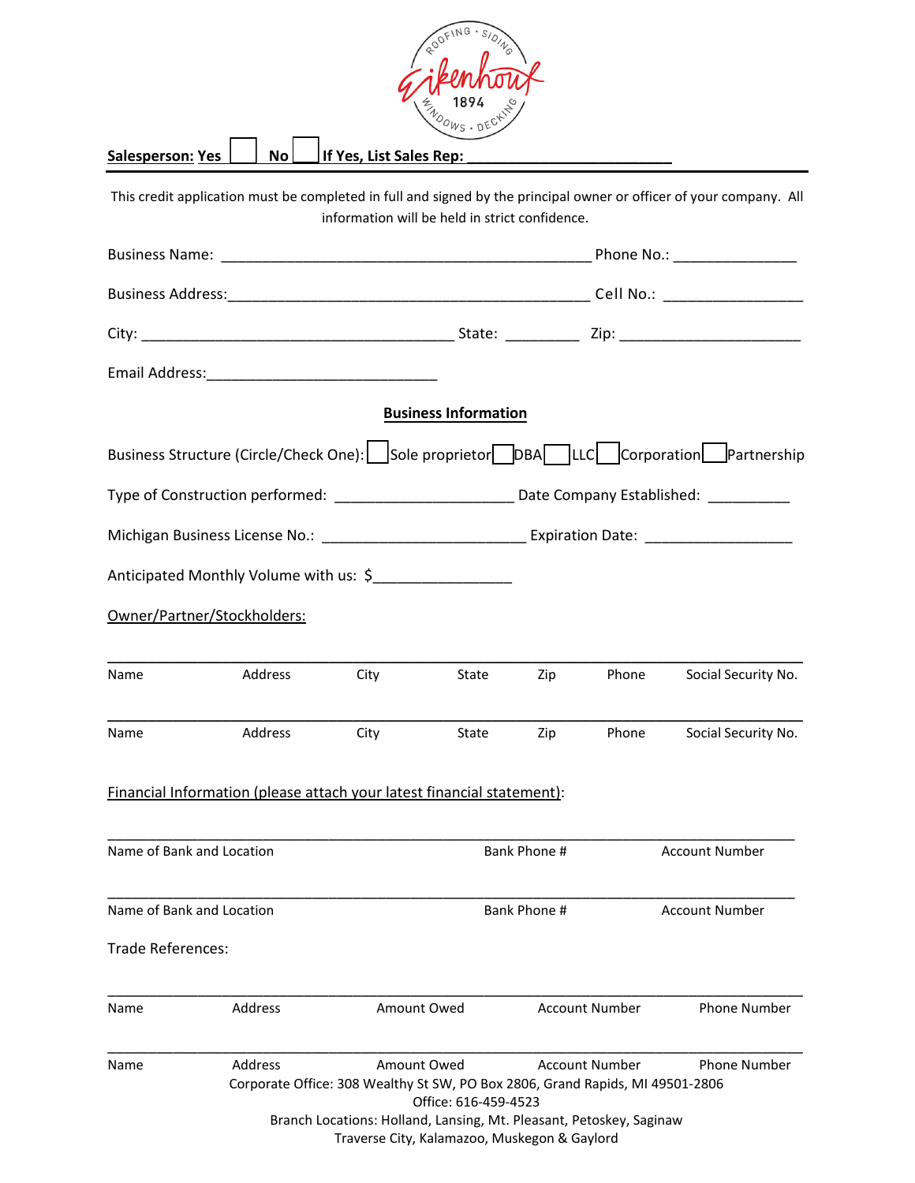Eikenhout 1894 — Roofing · Siding · Windows · Decking

**Salesperson: Yes** ☐ **No** ☐ **If Yes, List Sales Rep: ________________________**

This credit application must be completed in full and signed by the principal owner or officer of your company. All information will be held in strict confidence.

Business Name: _____________________________________________ Phone No.: ______________

Business Address: ___________________________________________ Cell No.: ________________

City: ______________________________________ State: _________ Zip: _____________________

Email Address: ____________________________

## Business Information

Business Structure (Circle/Check One): ☐ Sole proprietor ☐ DBA ☐ LLC ☐ Corporation ☐ Partnership

Type of Construction performed: _____________________ Date Company Established: __________

Michigan Business License No.: ________________________ Expiration Date: __________________

Anticipated Monthly Volume with us: $________________

Owner/Partner/Stockholders:

| Name | Address | City | State | Zip | Phone | Social Security No. |
|---|---|---|---|---|---|---|
| | | | | | | |
| | | | | | | |

Financial Information (please attach your latest financial statement):

| Name of Bank and Location | Bank Phone # | Account Number |
|---|---|---|
| | | |
| | | |

Trade References:

| Name | Address | Amount Owed | Account Number | Phone Number |
|---|---|---|---|---|
| | | | | |
| | | | | |

Corporate Office: 308 Wealthy St SW, PO Box 2806, Grand Rapids, MI 49501-2806

Office: 616-459-4523

Branch Locations: Holland, Lansing, Mt. Pleasant, Petoskey, Saginaw

Traverse City, Kalamazoo, Muskegon & Gaylord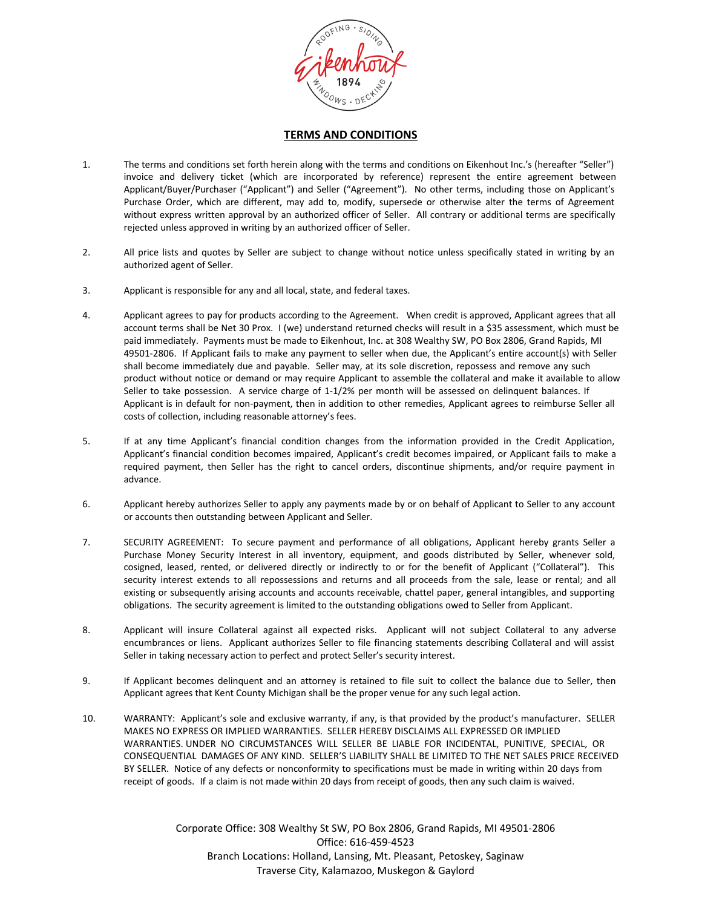## TERMS AND CONDITIONS

1. The terms and conditions set forth herein along with the terms and conditions on Eikenhout Inc.'s (hereafter "Seller") invoice and delivery ticket (which are incorporated by reference) represent the entire agreement between Applicant/Buyer/Purchaser ("Applicant") and Seller ("Agreement"). No other terms, including those on Applicant's Purchase Order, which are different, may add to, modify, supersede or otherwise alter the terms of Agreement without express written approval by an authorized officer of Seller. All contrary or additional terms are specifically rejected unless approved in writing by an authorized officer of Seller.

2. All price lists and quotes by Seller are subject to change without notice unless specifically stated in writing by an authorized agent of Seller.

3. Applicant is responsible for any and all local, state, and federal taxes.

4. Applicant agrees to pay for products according to the Agreement. When credit is approved, Applicant agrees that all account terms shall be Net 30 Prox. I (we) understand returned checks will result in a $35 assessment, which must be paid immediately. Payments must be made to Eikenhout, Inc. at 308 Wealthy SW, PO Box 2806, Grand Rapids, MI 49501-2806. If Applicant fails to make any payment to seller when due, the Applicant's entire account(s) with Seller shall become immediately due and payable. Seller may, at its sole discretion, repossess and remove any such product without notice or demand or may require Applicant to assemble the collateral and make it available to allow Seller to take possession. A service charge of 1-1/2% per month will be assessed on delinquent balances. If Applicant is in default for non-payment, then in addition to other remedies, Applicant agrees to reimburse Seller all costs of collection, including reasonable attorney's fees.

5. If at any time Applicant's financial condition changes from the information provided in the Credit Application, Applicant's financial condition becomes impaired, Applicant's credit becomes impaired, or Applicant fails to make a required payment, then Seller has the right to cancel orders, discontinue shipments, and/or require payment in advance.

6. Applicant hereby authorizes Seller to apply any payments made by or on behalf of Applicant to Seller to any account or accounts then outstanding between Applicant and Seller.

7. SECURITY AGREEMENT: To secure payment and performance of all obligations, Applicant hereby grants Seller a Purchase Money Security Interest in all inventory, equipment, and goods distributed by Seller, whenever sold, cosigned, leased, rented, or delivered directly or indirectly to or for the benefit of Applicant ("Collateral"). This security interest extends to all repossessions and returns and all proceeds from the sale, lease or rental; and all existing or subsequently arising accounts and accounts receivable, chattel paper, general intangibles, and supporting obligations. The security agreement is limited to the outstanding obligations owed to Seller from Applicant.

8. Applicant will insure Collateral against all expected risks. Applicant will not subject Collateral to any adverse encumbrances or liens. Applicant authorizes Seller to file financing statements describing Collateral and will assist Seller in taking necessary action to perfect and protect Seller's security interest.

9. If Applicant becomes delinquent and an attorney is retained to file suit to collect the balance due to Seller, then Applicant agrees that Kent County Michigan shall be the proper venue for any such legal action.

10. WARRANTY: Applicant's sole and exclusive warranty, if any, is that provided by the product's manufacturer. SELLER MAKES NO EXPRESS OR IMPLIED WARRANTIES. SELLER HEREBY DISCLAIMS ALL EXPRESSED OR IMPLIED WARRANTIES. UNDER NO CIRCUMSTANCES WILL SELLER BE LIABLE FOR INCIDENTAL, PUNITIVE, SPECIAL, OR CONSEQUENTIAL DAMAGES OF ANY KIND. SELLER'S LIABILITY SHALL BE LIMITED TO THE NET SALES PRICE RECEIVED BY SELLER. Notice of any defects or nonconformity to specifications must be made in writing within 20 days from receipt of goods. If a claim is not made within 20 days from receipt of goods, then any such claim is waived.

Corporate Office: 308 Wealthy St SW, PO Box 2806, Grand Rapids, MI 49501-2806
Office: 616-459-4523
Branch Locations: Holland, Lansing, Mt. Pleasant, Petoskey, Saginaw
Traverse City, Kalamazoo, Muskegon & Gaylord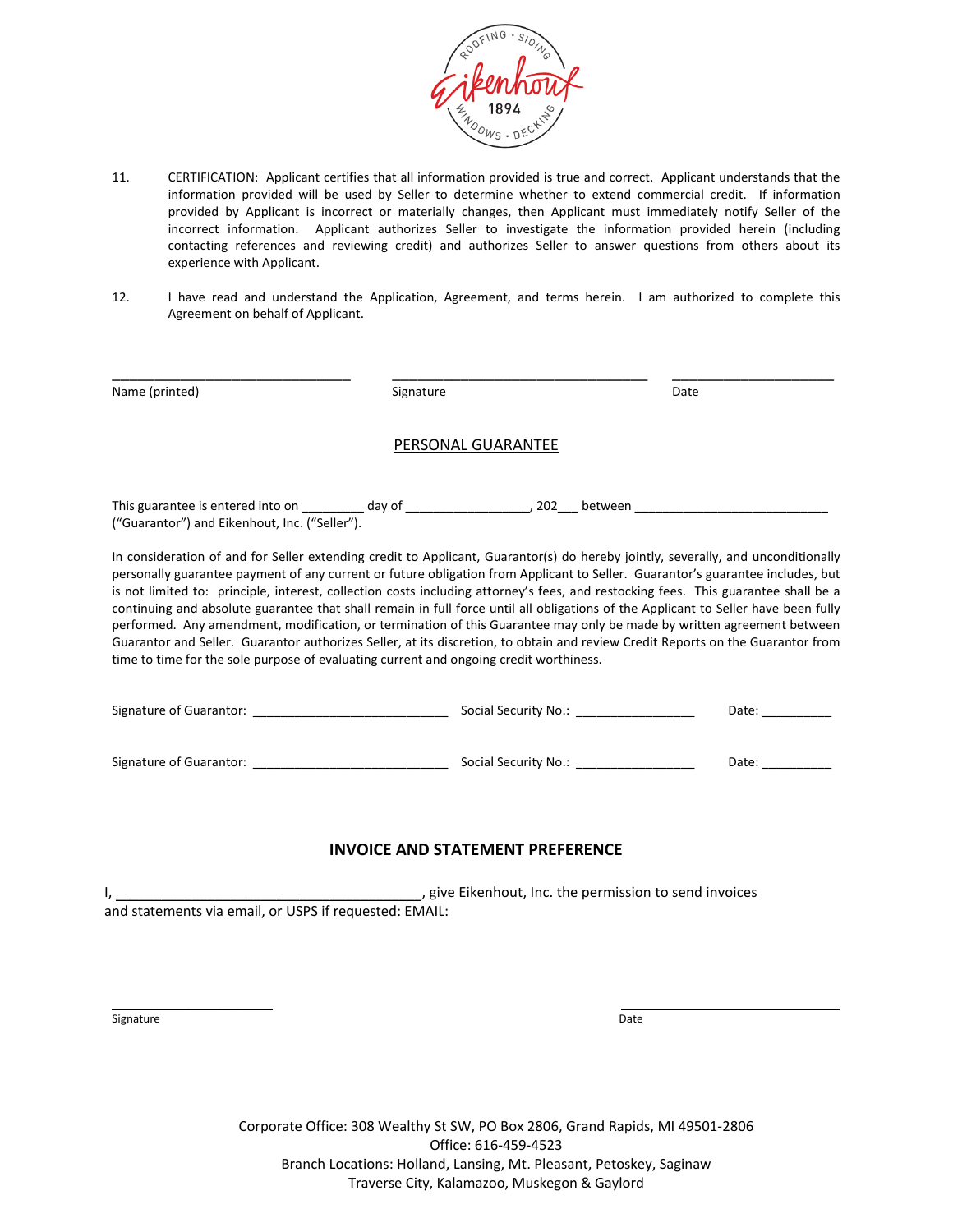11. CERTIFICATION: Applicant certifies that all information provided is true and correct. Applicant understands that the information provided will be used by Seller to determine whether to extend commercial credit. If information provided by Applicant is incorrect or materially changes, then Applicant must immediately notify Seller of the incorrect information. Applicant authorizes Seller to investigate the information provided herein (including contacting references and reviewing credit) and authorizes Seller to answer questions from others about its experience with Applicant.

12. I have read and understand the Application, Agreement, and terms herein. I am authorized to complete this Agreement on behalf of Applicant.

\_\_\_\_\_\_\_\_\_\_\_\_\_\_\_\_\_\_\_\_\_\_\_\_\_\_\_\_\_\_\_\_ \_\_\_\_\_\_\_\_\_\_\_\_\_\_\_\_\_\_\_\_\_\_\_\_\_\_\_\_\_\_\_\_\_\_\_ \_\_\_\_\_\_\_\_\_\_\_\_\_\_\_\_\_\_\_\_\_\_

Name (printed) Signature Date

## PERSONAL GUARANTEE

This guarantee is entered into on _________ day of _________________, 202___ between ___________________________ ("Guarantor") and Eikenhout, Inc. ("Seller").

In consideration of and for Seller extending credit to Applicant, Guarantor(s) do hereby jointly, severally, and unconditionally personally guarantee payment of any current or future obligation from Applicant to Seller. Guarantor's guarantee includes, but is not limited to: principle, interest, collection costs including attorney's fees, and restocking fees. This guarantee shall be a continuing and absolute guarantee that shall remain in full force until all obligations of the Applicant to Seller have been fully performed. Any amendment, modification, or termination of this Guarantee may only be made by written agreement between Guarantor and Seller. Guarantor authorizes Seller, at its discretion, to obtain and review Credit Reports on the Guarantor from time to time for the sole purpose of evaluating current and ongoing credit worthiness.

Signature of Guarantor: ___________________________ Social Security No.: ________________ Date: _________

Signature of Guarantor: ___________________________ Social Security No.: ________________ Date: _________

## INVOICE AND STATEMENT PREFERENCE

I, ________________________________________, give Eikenhout, Inc. the permission to send invoices and statements via email, or USPS if requested: EMAIL:

\_\_\_\_\_\_\_\_\_\_\_\_\_\_\_\_\_\_\_\_\_\_ \_\_\_\_\_\_\_\_\_\_\_\_\_\_\_\_\_\_\_\_\_\_\_\_\_\_\_\_\_\_

Signature Date

Corporate Office: 308 Wealthy St SW, PO Box 2806, Grand Rapids, MI 49501-2806
Office: 616-459-4523
Branch Locations: Holland, Lansing, Mt. Pleasant, Petoskey, Saginaw
Traverse City, Kalamazoo, Muskegon & Gaylord